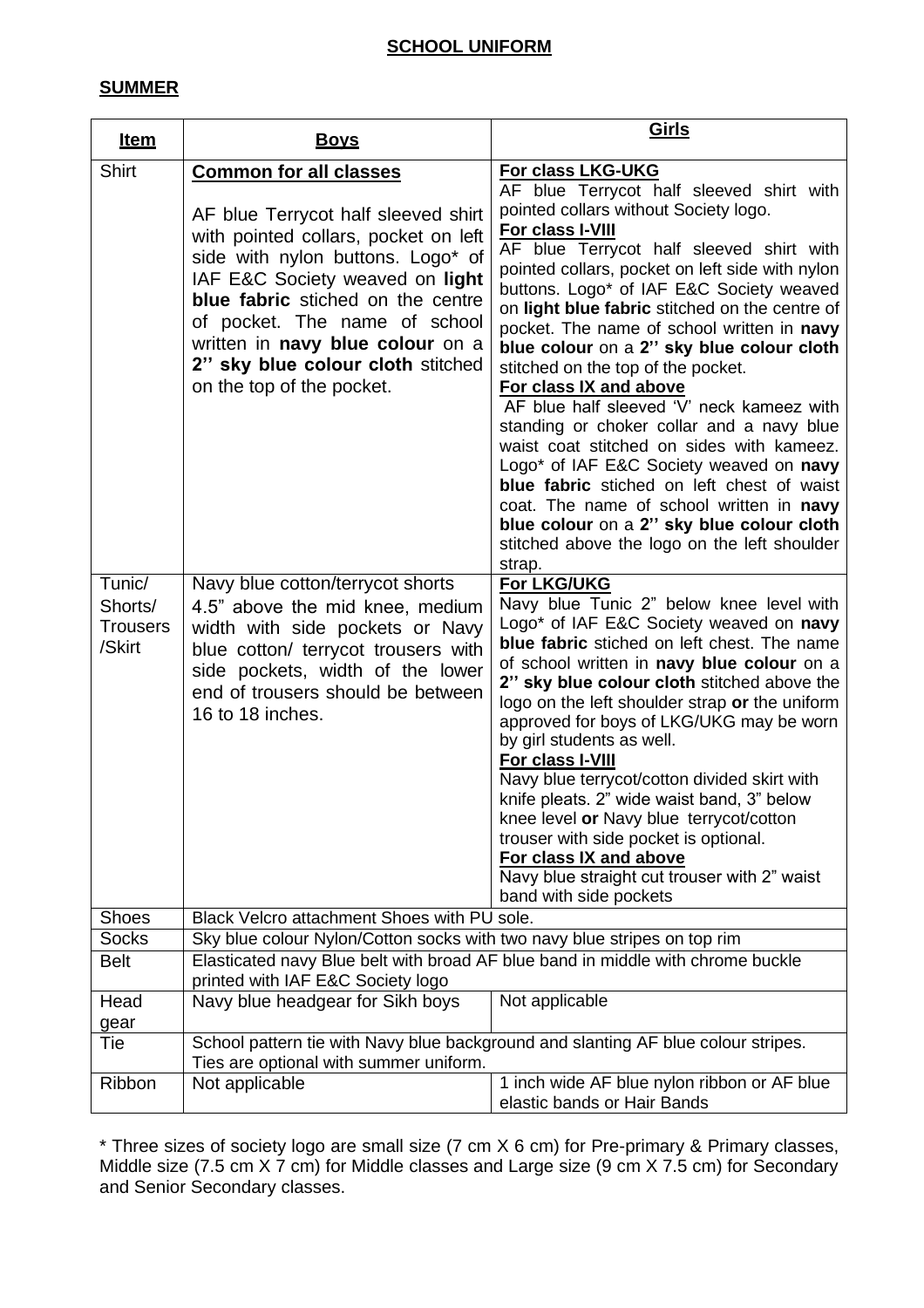# SCHOOL UNIFORM

## SUMMER

| Item | Boys | Girls |
|---|---|---|
| Shirt | **Common for all classes**<br><br>AF blue Terrycot half sleeved shirt with pointed collars, pocket on left side with nylon buttons. Logo* of IAF E&C Society weaved on **light blue fabric** stiched on the centre of pocket. The name of school written in **navy blue colour** on a **2'' sky blue colour cloth** stitched on the top of the pocket. | **For class LKG-UKG**<br>AF blue Terrycot half sleeved shirt with pointed collars without Society logo.<br>**For class I-VIII**<br>AF blue Terrycot half sleeved shirt with pointed collars, pocket on left side with nylon buttons. Logo* of IAF E&C Society weaved on **light blue fabric** stitched on the centre of pocket. The name of school written in **navy blue colour** on a **2'' sky blue colour cloth** stitched on the top of the pocket.<br>**For class IX and above**<br>AF blue half sleeved 'V' neck kameez with standing or choker collar and a navy blue waist coat stitched on sides with kameez. Logo* of IAF E&C Society weaved on **navy blue fabric** stiched on left chest of waist coat. The name of school written in **navy blue colour** on a **2'' sky blue colour cloth** stitched above the logo on the left shoulder strap. |
| Tunic/ Shorts/ Trousers /Skirt | Navy blue cotton/terrycot shorts 4.5" above the mid knee, medium width with side pockets or Navy blue cotton/ terrycot trousers with side pockets, width of the lower end of trousers should be between 16 to 18 inches. | **For LKG/UKG**<br>Navy blue Tunic 2" below knee level with Logo* of IAF E&C Society weaved on **navy blue fabric** stiched on left chest. The name of school written in **navy blue colour** on a **2'' sky blue colour cloth** stitched above the logo on the left shoulder strap **or** the uniform approved for boys of LKG/UKG may be worn by girl students as well.<br>**For class I-VIII**<br>Navy blue terrycot/cotton divided skirt with knife pleats. 2" wide waist band, 3" below knee level **or** Navy blue terrycot/cotton trouser with side pocket is optional.<br>**For class IX and above**<br>Navy blue straight cut trouser with 2" waist band with side pockets |
| Shoes | Black Velcro attachment Shoes with PU sole. | |
| Socks | Sky blue colour Nylon/Cotton socks with two navy blue stripes on top rim | |
| Belt | Elasticated navy Blue belt with broad AF blue band in middle with chrome buckle printed with IAF E&C Society logo | |
| Head gear | Navy blue headgear for Sikh boys | Not applicable |
| Tie | School pattern tie with Navy blue background and slanting AF blue colour stripes. Ties are optional with summer uniform. | |
| Ribbon | Not applicable | 1 inch wide AF blue nylon ribbon or AF blue elastic bands or Hair Bands |

* Three sizes of society logo are small size (7 cm X 6 cm) for Pre-primary & Primary classes, Middle size (7.5 cm X 7 cm) for Middle classes and Large size (9 cm X 7.5 cm) for Secondary and Senior Secondary classes.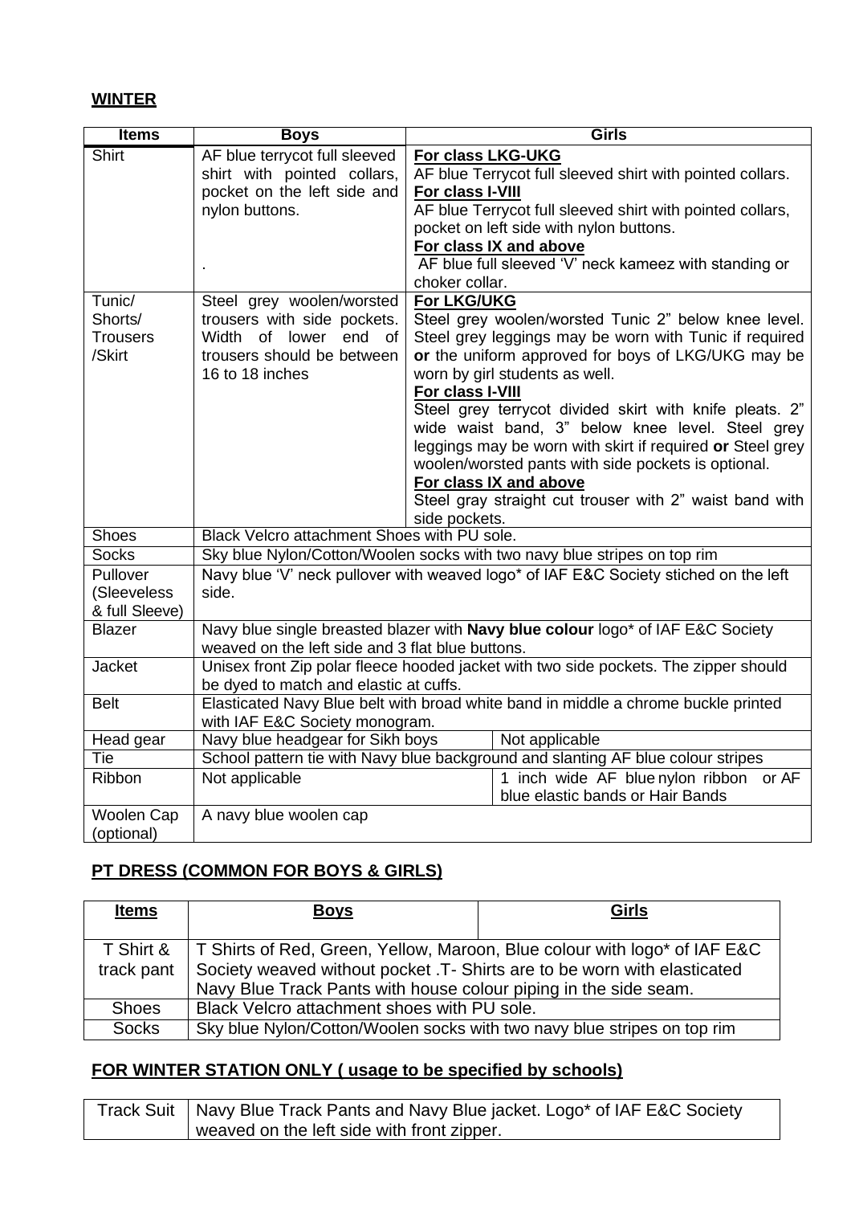**WINTER**

| Items | Boys | Girls | |
|---|---|---|---|
| Shirt | AF blue terrycot full sleeved shirt with pointed collars, pocket on the left side and nylon buttons.<br><br>. | **For class LKG-UKG**<br>AF blue Terrycot full sleeved shirt with pointed collars.<br>**For class I-VIII**<br>AF blue Terrycot full sleeved shirt with pointed collars, pocket on left side with nylon buttons.<br>**For class IX and above**<br>AF blue full sleeved 'V' neck kameez with standing or choker collar. | |
| Tunic/ Shorts/ Trousers /Skirt | Steel grey woolen/worsted trousers with side pockets. Width of lower end of trousers should be between 16 to 18 inches | **For LKG/UKG**<br>Steel grey woolen/worsted Tunic 2" below knee level. Steel grey leggings may be worn with Tunic if required **or** the uniform approved for boys of LKG/UKG may be worn by girl students as well.<br>**For class I-VIII**<br>Steel grey terrycot divided skirt with knife pleats. 2" wide waist band, 3" below knee level. Steel grey leggings may be worn with skirt if required **or** Steel grey woolen/worsted pants with side pockets is optional.<br>**For class IX and above**<br>Steel gray straight cut trouser with 2" waist band with side pockets. | |
| Shoes | Black Velcro attachment Shoes with PU sole. | | |
| Socks | Sky blue Nylon/Cotton/Woolen socks with two navy blue stripes on top rim | | |
| Pullover (Sleeveless & full Sleeve) | Navy blue 'V' neck pullover with weaved logo* of IAF E&C Society stiched on the left side. | | |
| Blazer | Navy blue single breasted blazer with **Navy blue colour** logo* of IAF E&C Society weaved on the left side and 3 flat blue buttons. | | |
| Jacket | Unisex front Zip polar fleece hooded jacket with two side pockets. The zipper should be dyed to match and elastic at cuffs. | | |
| Belt | Elasticated Navy Blue belt with broad white band in middle a chrome buckle printed with IAF E&C Society monogram. | | |
| Head gear | Navy blue headgear for Sikh boys | | Not applicable |
| Tie | School pattern tie with Navy blue background and slanting AF blue colour stripes | | |
| Ribbon | Not applicable | | 1 inch wide AF blue nylon ribbon or AF blue elastic bands or Hair Bands |
| Woolen Cap (optional) | A navy blue woolen cap | | |

## PT DRESS (COMMON FOR BOYS & GIRLS)

| Items | Boys | Girls |
|---|---|---|
| T Shirt & track pant | T Shirts of Red, Green, Yellow, Maroon, Blue colour with logo* of IAF E&C Society weaved without pocket .T- Shirts are to be worn with elasticated Navy Blue Track Pants with house colour piping in the side seam. | |
| Shoes | Black Velcro attachment shoes with PU sole. | |
| Socks | Sky blue Nylon/Cotton/Woolen socks with two navy blue stripes on top rim | |

## FOR WINTER STATION ONLY ( usage to be specified by schools)

| Track Suit | Navy Blue Track Pants and Navy Blue jacket. Logo* of IAF E&C Society weaved on the left side with front zipper. |
|---|---|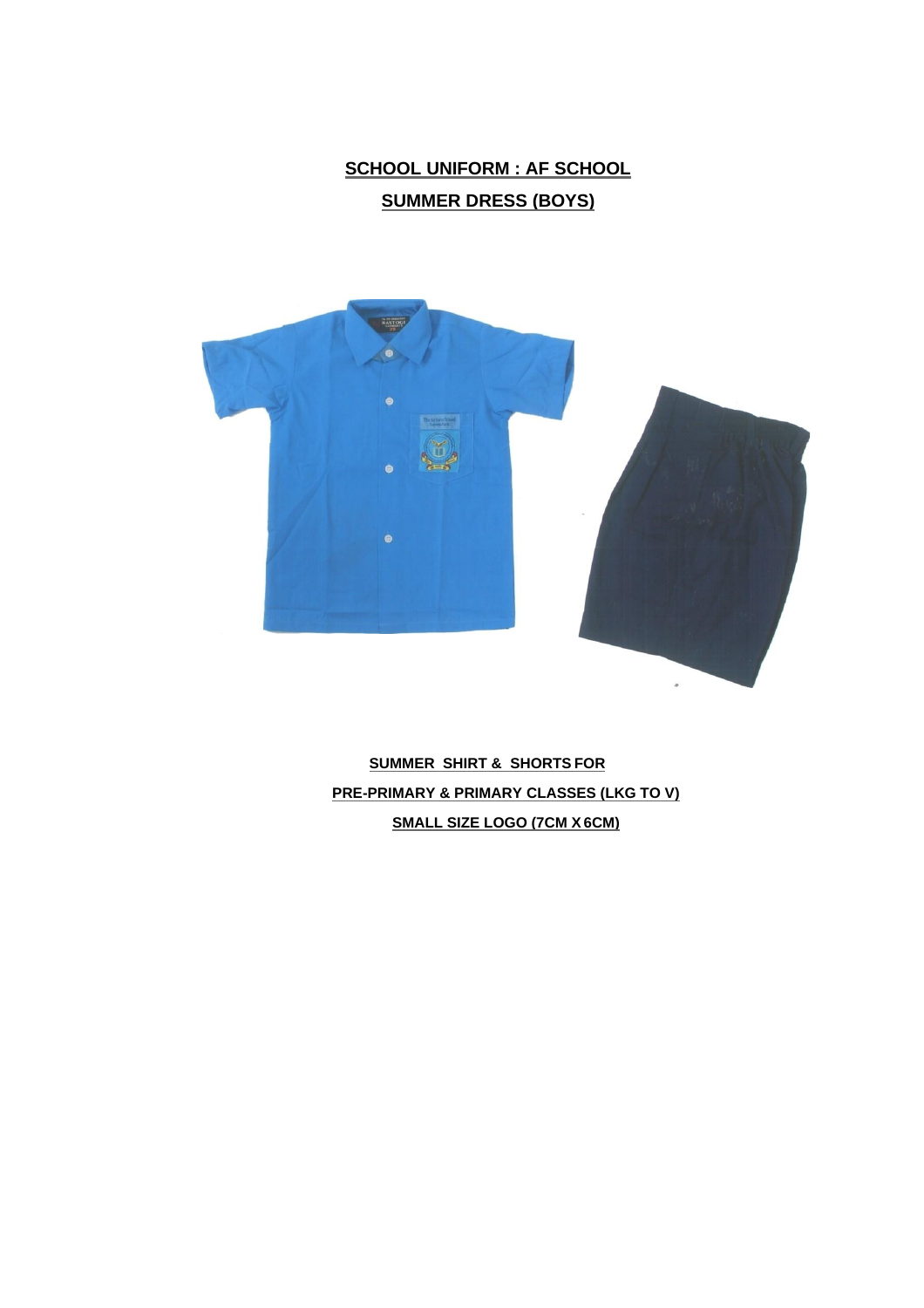## SCHOOL UNIFORM : AF SCHOOL

## SUMMER DRESS (BOYS)

**SUMMER SHIRT & SHORTS FOR**

**PRE-PRIMARY & PRIMARY CLASSES (LKG TO V)**

**SMALL SIZE LOGO (7CM X 6CM)**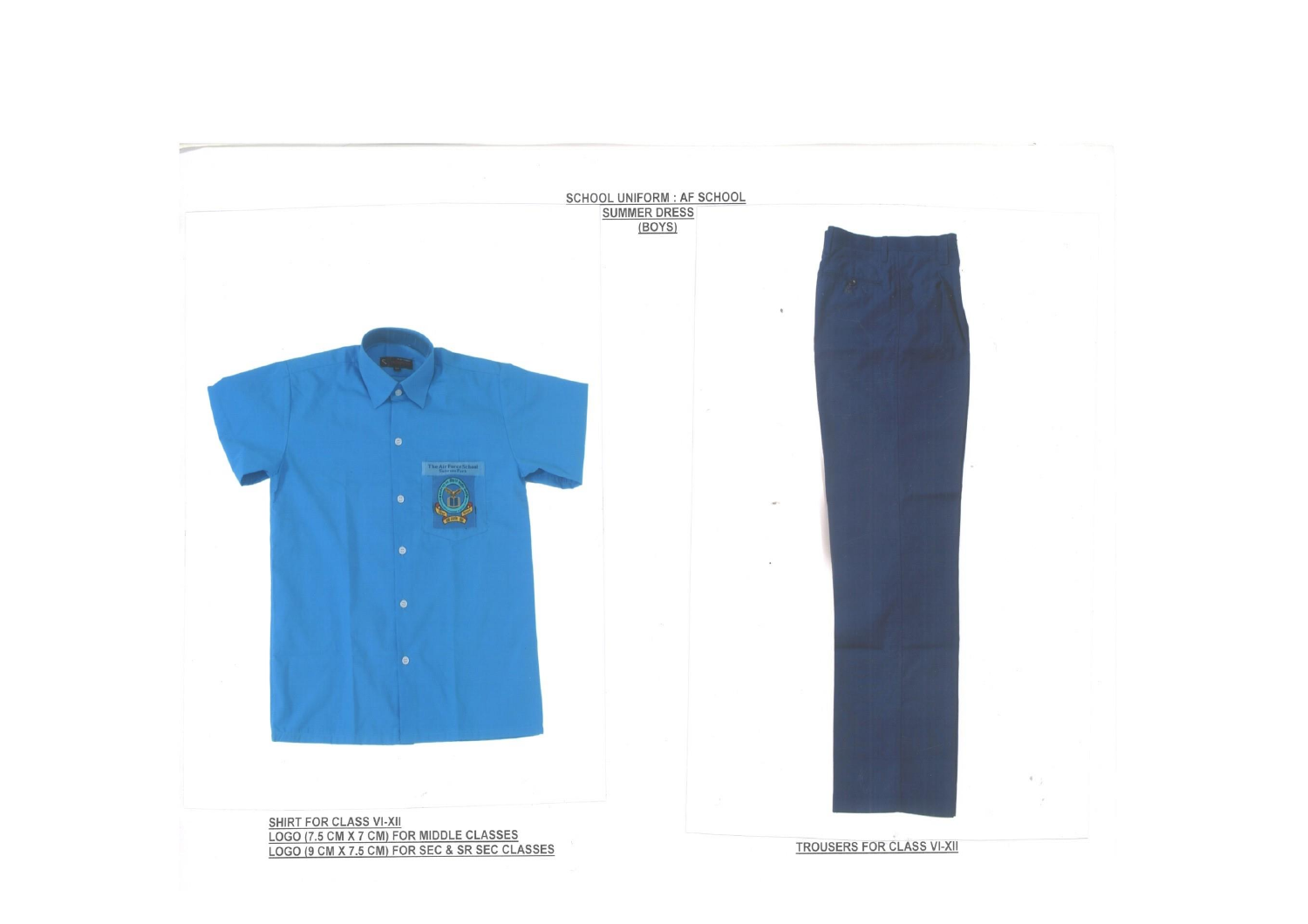SCHOOL UNIFORM : AF SCHOOL

SUMMER DRESS

(BOYS)

SHIRT FOR CLASS VI-XII

LOGO (7.5 CM X 7 CM) FOR MIDDLE CLASSES

LOGO (9 CM X 7.5 CM) FOR SEC & SR SEC CLASSES

TROUSERS FOR CLASS VI-XII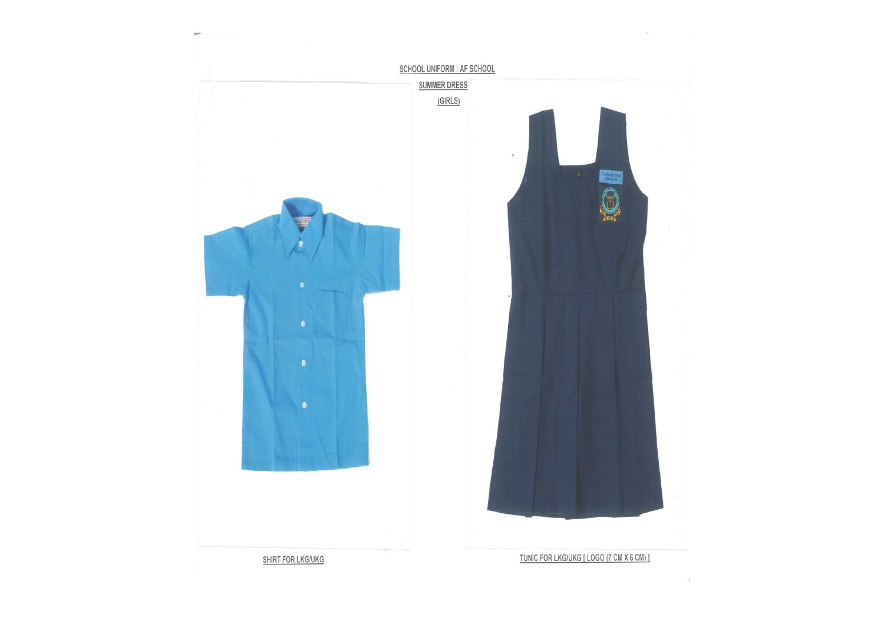SCHOOL UNIFORM : AF SCHOOL

SUMMER DRESS

(GIRLS)

SHIRT FOR LKG/UKG

TUNIC FOR LKG/UKG [ LOGO (7 CM X 6 CM) ]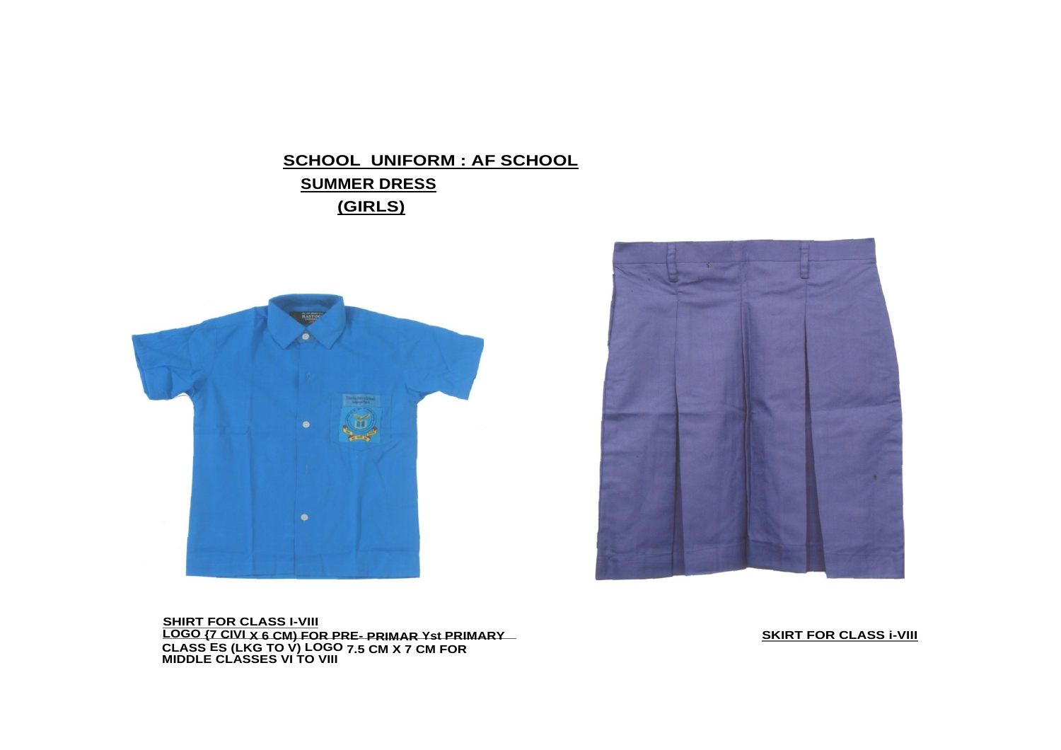## SCHOOL UNIFORM : AF SCHOOL

### SUMMER DRESS

### (GIRLS)

**SHIRT FOR CLASS I-VIII**
**LOGO {7 CIVI X 6 CM) FOR PRE- PRIMAR Yst PRIMARY CLASS ES (LKG TO V) LOGO 7.5 CM X 7 CM FOR MIDDLE CLASSES VI TO VIII**

**SKIRT FOR CLASS i-VIII**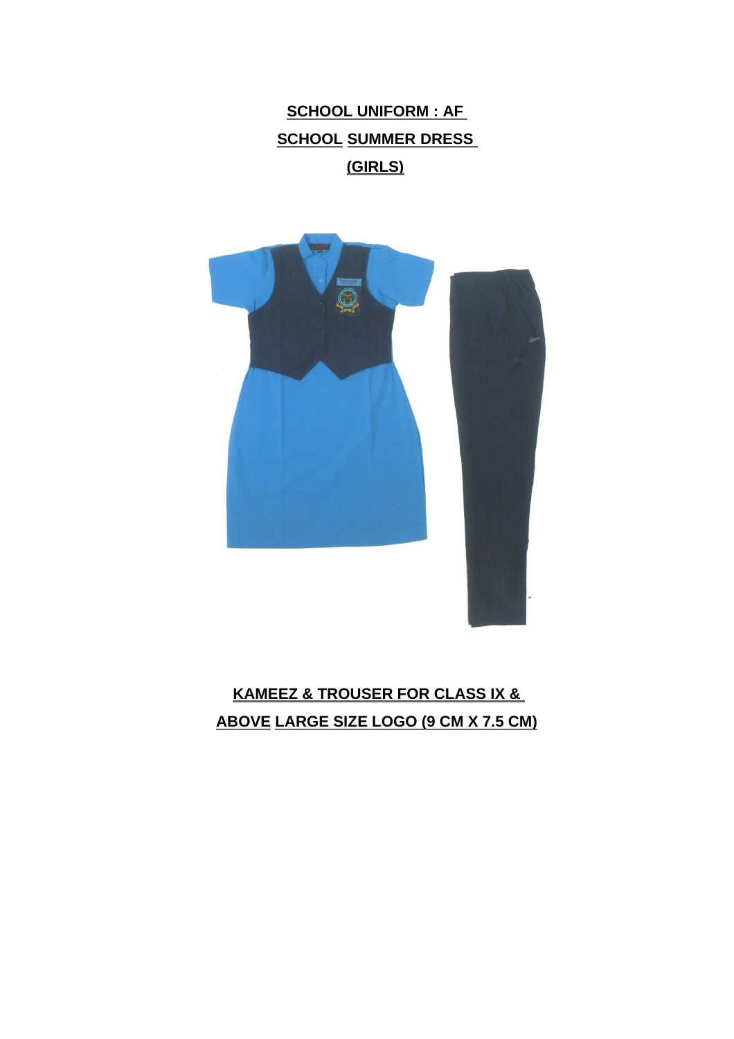**SCHOOL UNIFORM : AF SCHOOL SUMMER DRESS (GIRLS)**

**KAMEEZ & TROUSER FOR CLASS IX & ABOVE LARGE SIZE LOGO (9 CM X 7.5 CM)**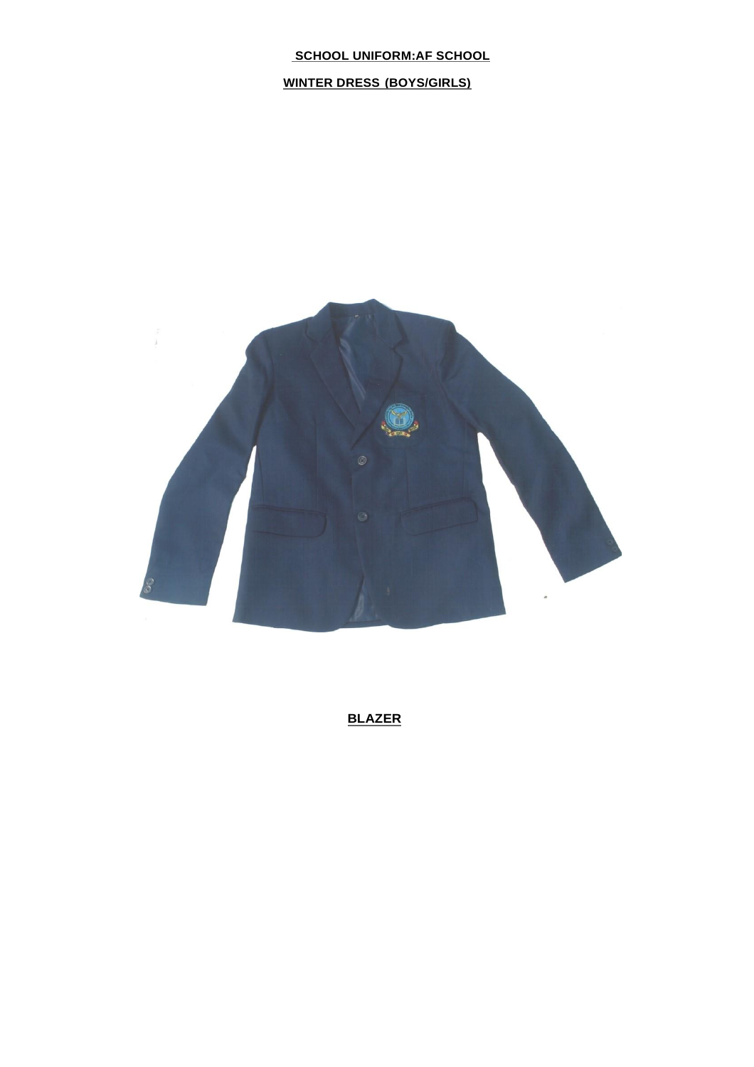**SCHOOL UNIFORM:AF SCHOOL**

**WINTER DRESS (BOYS/GIRLS)**

**BLAZER**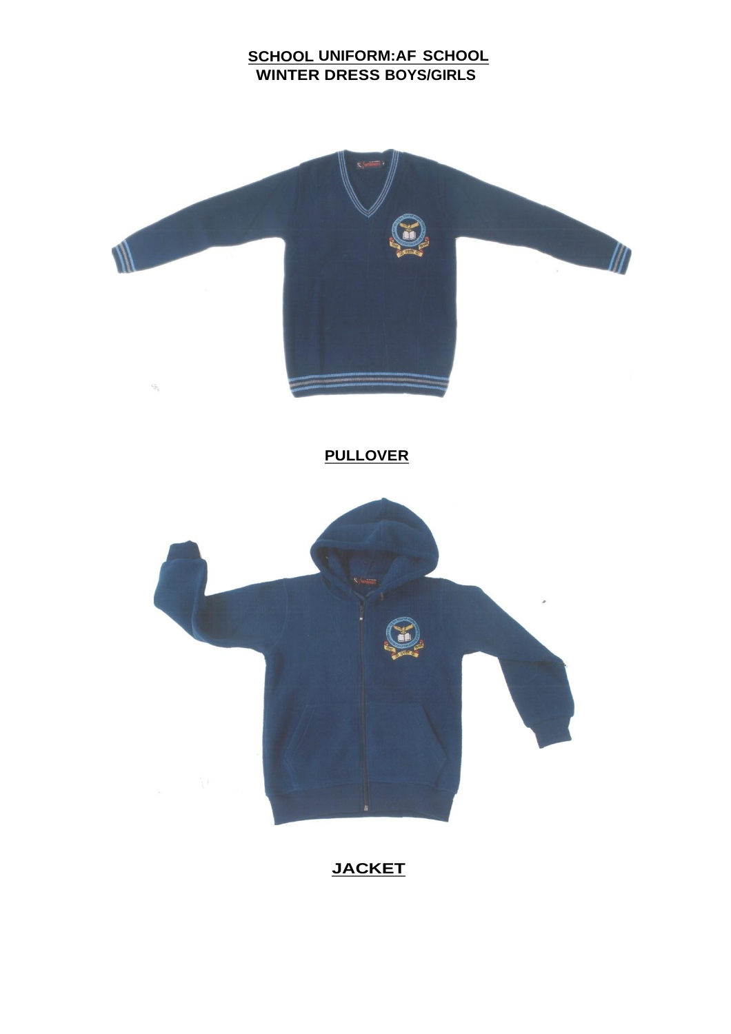**SCHOOL UNIFORM:AF SCHOOL**

**WINTER DRESS BOYS/GIRLS**

**PULLOVER**

**JACKET**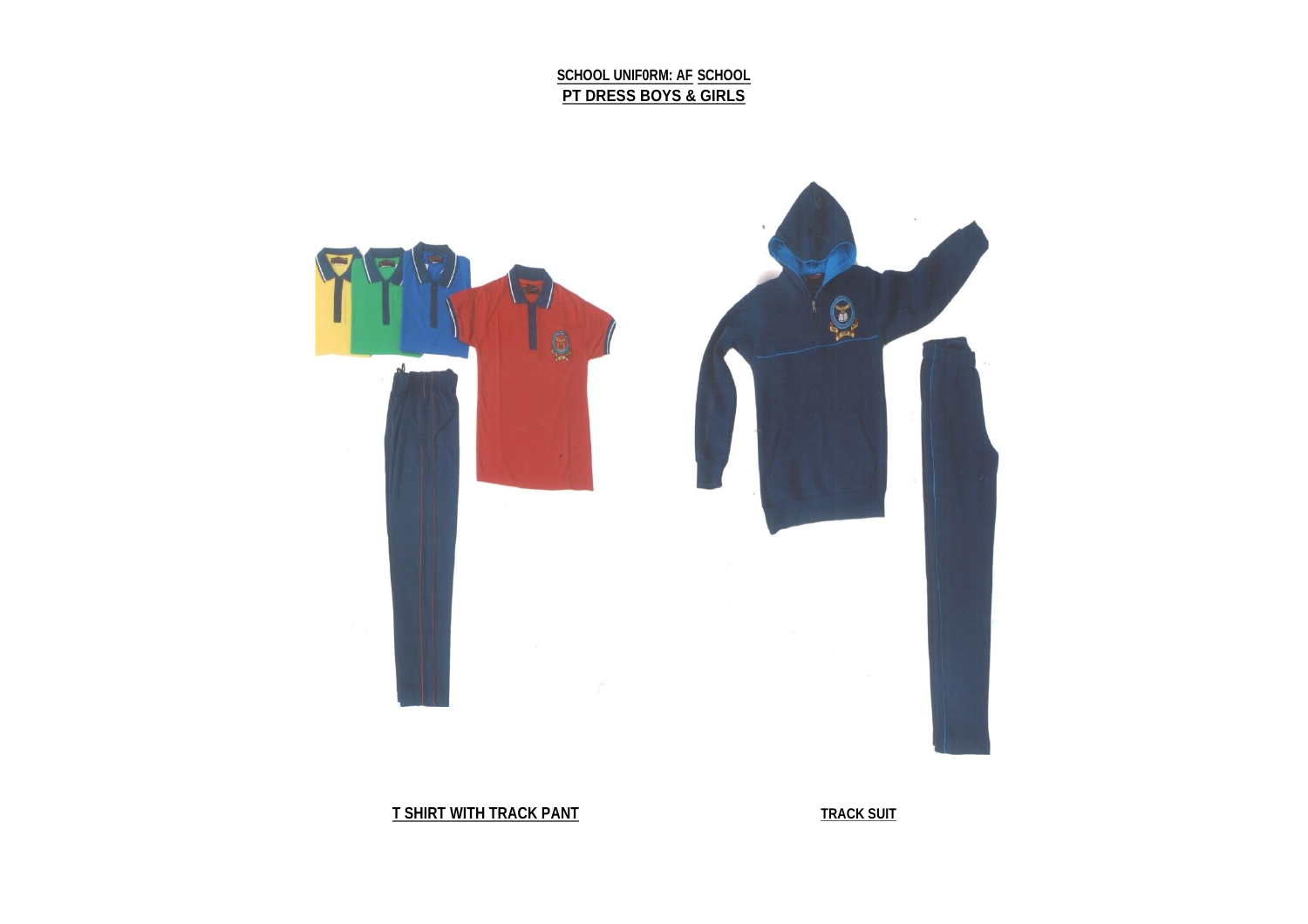**SCHOOL UNIF0RM: AF SCHOOL**

**PT DRESS BOYS & GIRLS**

**T SHIRT WITH TRACK PANT**

**TRACK SUIT**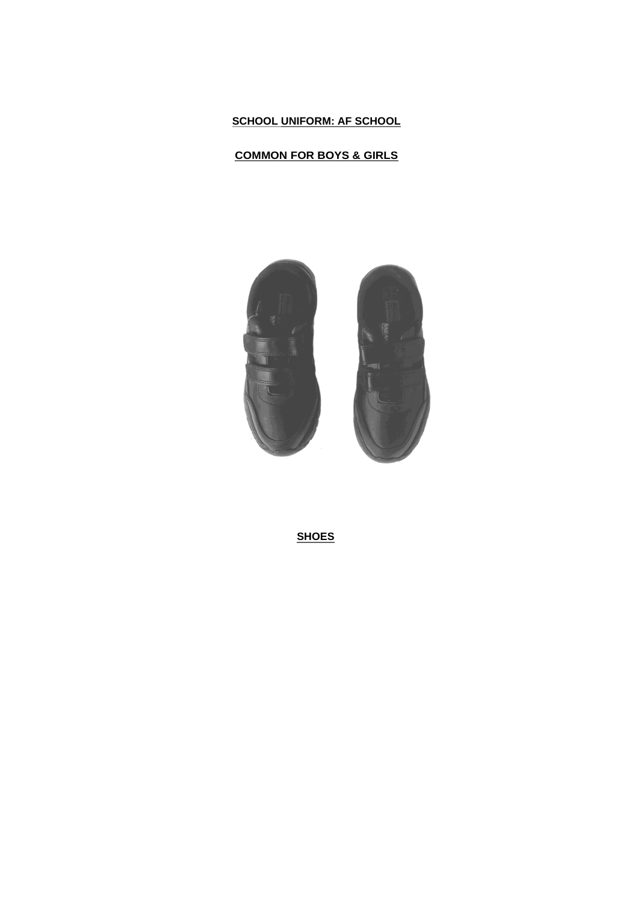**SCHOOL UNIFORM: AF SCHOOL**

**COMMON FOR BOYS & GIRLS**

**SHOES**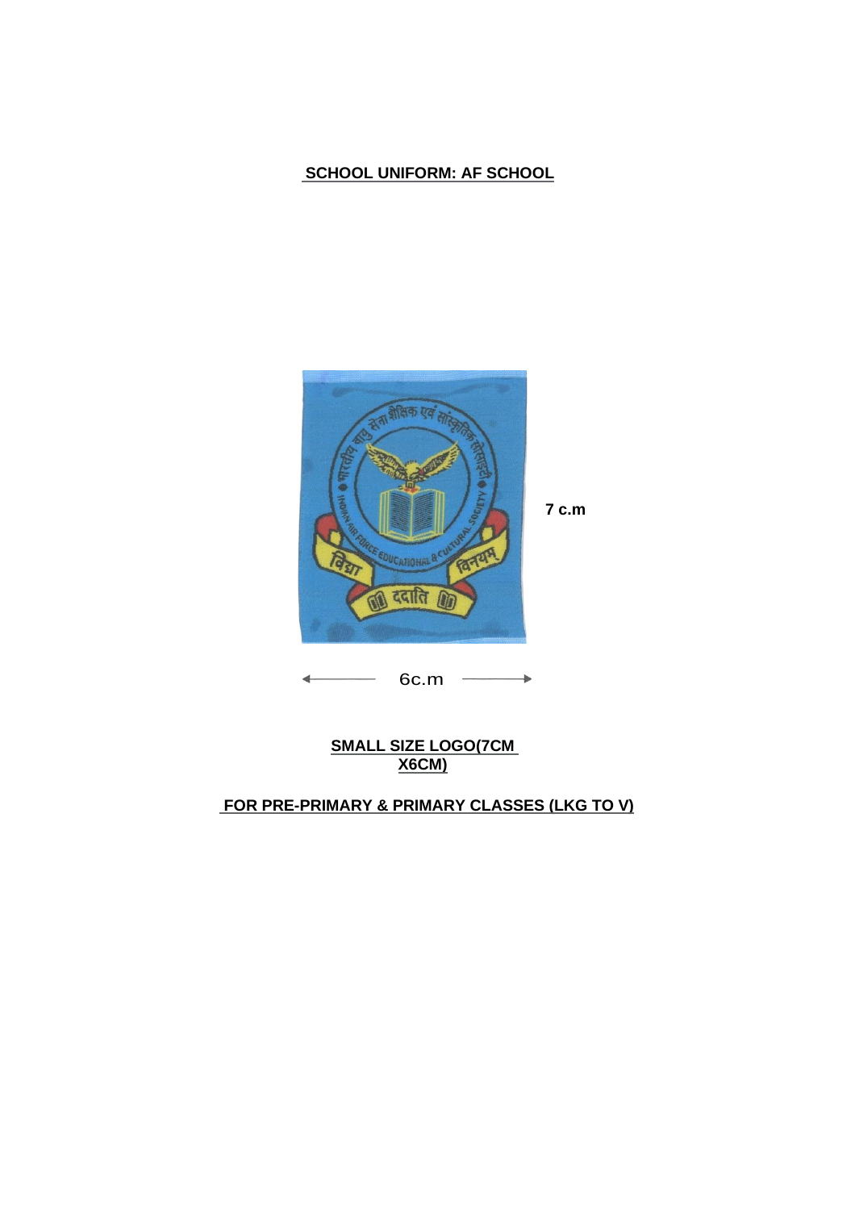**SCHOOL UNIFORM: AF SCHOOL**

7 c.m

6c.m

**SMALL SIZE LOGO(7CM X6CM)**

**FOR PRE-PRIMARY & PRIMARY CLASSES (LKG TO V)**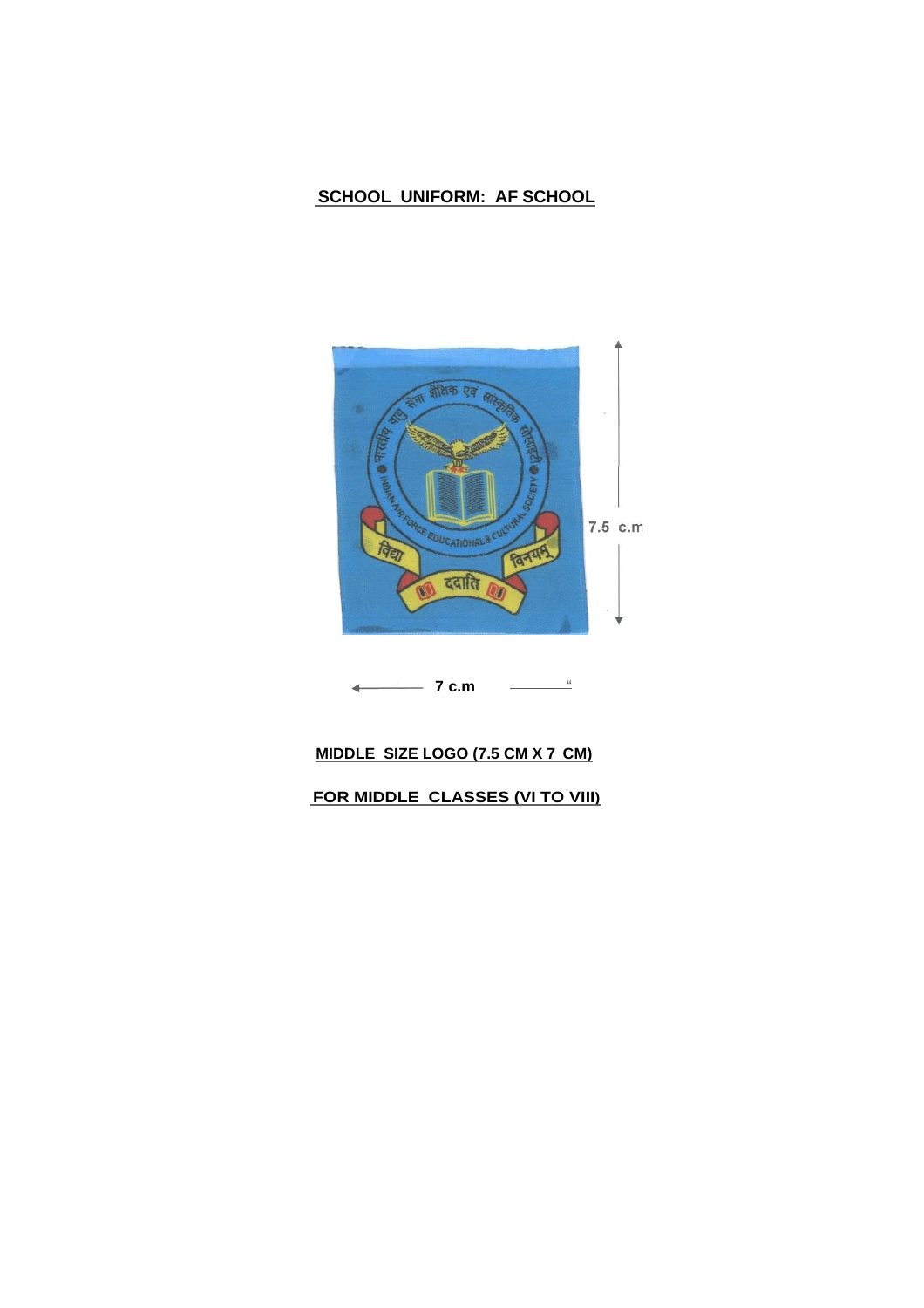**SCHOOL UNIFORM: AF SCHOOL**

7.5 c.m

7 c.m

**MIDDLE SIZE LOGO (7.5 CM X 7 CM)**

**FOR MIDDLE CLASSES (VI TO VIII)**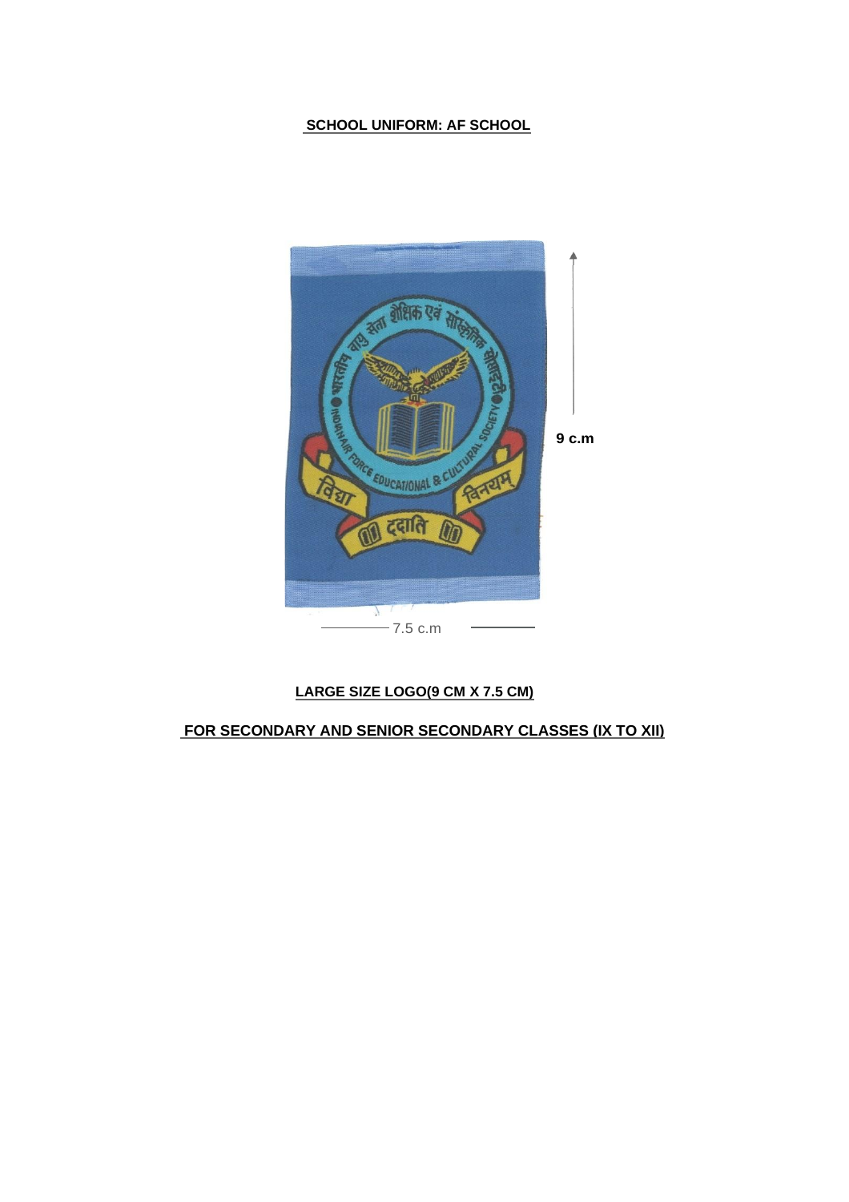**SCHOOL UNIFORM: AF SCHOOL**

9 c.m

7.5 c.m

**LARGE SIZE LOGO(9 CM X 7.5 CM)**

**FOR SECONDARY AND SENIOR SECONDARY CLASSES (IX TO XII)**